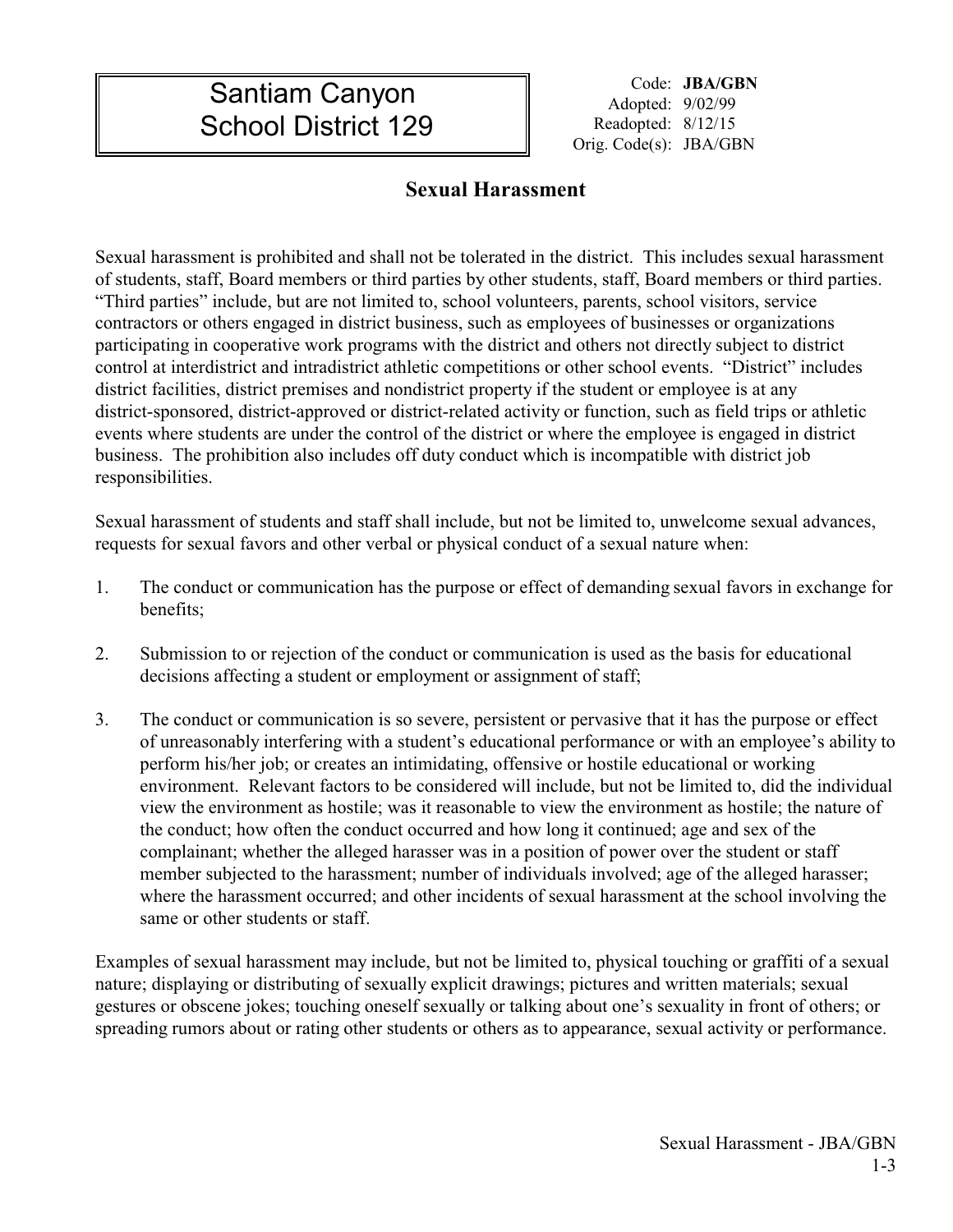# Santiam Canyon School District 129

Code: **JBA/GBN**
Adopted: 9/02/99
Readopted: 8/12/15
Orig. Code(s): JBA/GBN

## Sexual Harassment

Sexual harassment is prohibited and shall not be tolerated in the district. This includes sexual harassment of students, staff, Board members or third parties by other students, staff, Board members or third parties. "Third parties" include, but are not limited to, school volunteers, parents, school visitors, service contractors or others engaged in district business, such as employees of businesses or organizations participating in cooperative work programs with the district and others not directly subject to district control at interdistrict and intradistrict athletic competitions or other school events. "District" includes district facilities, district premises and nondistrict property if the student or employee is at any district-sponsored, district-approved or district-related activity or function, such as field trips or athletic events where students are under the control of the district or where the employee is engaged in district business. The prohibition also includes off duty conduct which is incompatible with district job responsibilities.

Sexual harassment of students and staff shall include, but not be limited to, unwelcome sexual advances, requests for sexual favors and other verbal or physical conduct of a sexual nature when:

1. The conduct or communication has the purpose or effect of demanding sexual favors in exchange for benefits;

2. Submission to or rejection of the conduct or communication is used as the basis for educational decisions affecting a student or employment or assignment of staff;

3. The conduct or communication is so severe, persistent or pervasive that it has the purpose or effect of unreasonably interfering with a student's educational performance or with an employee's ability to perform his/her job; or creates an intimidating, offensive or hostile educational or working environment. Relevant factors to be considered will include, but not be limited to, did the individual view the environment as hostile; was it reasonable to view the environment as hostile; the nature of the conduct; how often the conduct occurred and how long it continued; age and sex of the complainant; whether the alleged harasser was in a position of power over the student or staff member subjected to the harassment; number of individuals involved; age of the alleged harasser; where the harassment occurred; and other incidents of sexual harassment at the school involving the same or other students or staff.

Examples of sexual harassment may include, but not be limited to, physical touching or graffiti of a sexual nature; displaying or distributing of sexually explicit drawings; pictures and written materials; sexual gestures or obscene jokes; touching oneself sexually or talking about one's sexuality in front of others; or spreading rumors about or rating other students or others as to appearance, sexual activity or performance.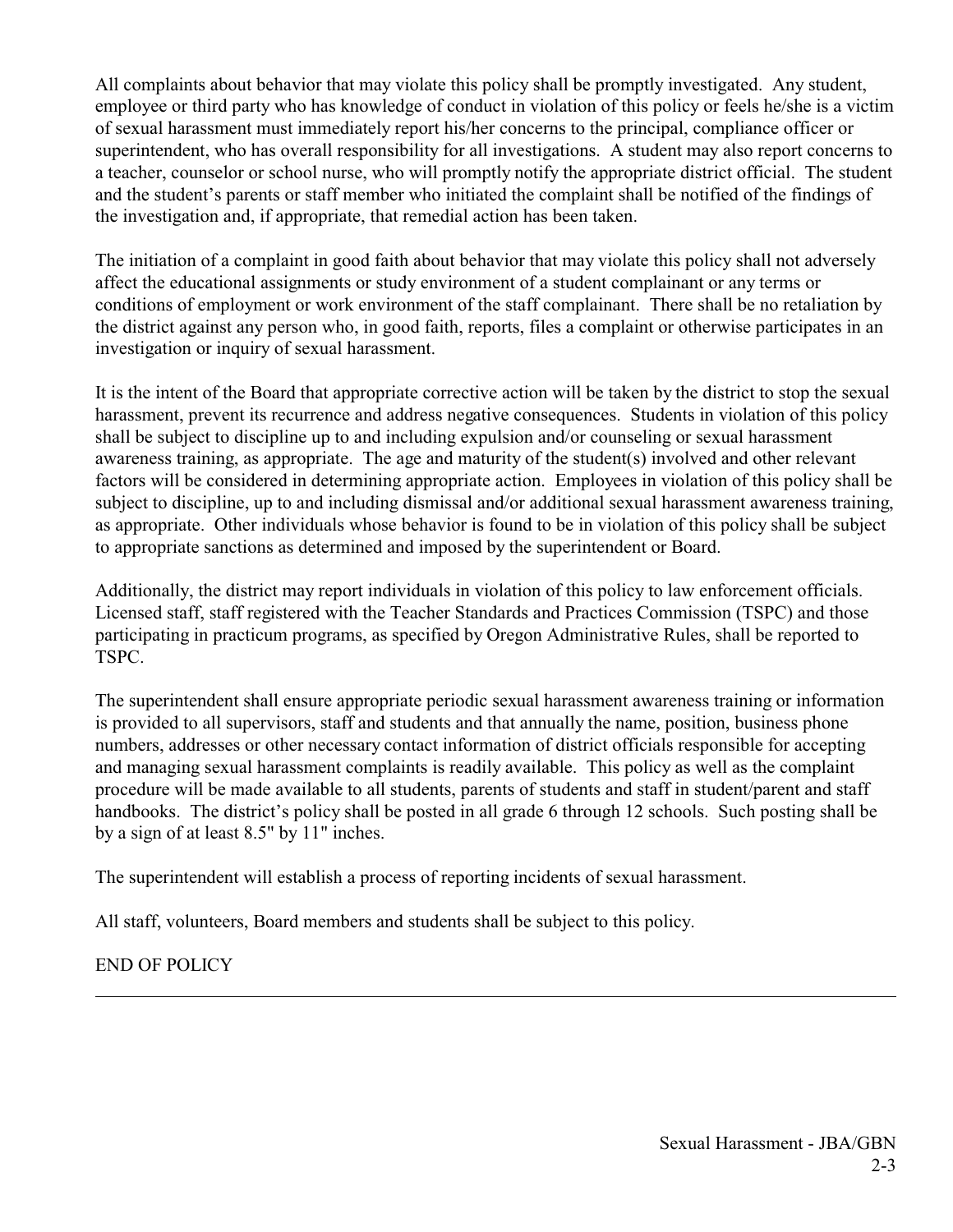All complaints about behavior that may violate this policy shall be promptly investigated. Any student, employee or third party who has knowledge of conduct in violation of this policy or feels he/she is a victim of sexual harassment must immediately report his/her concerns to the principal, compliance officer or superintendent, who has overall responsibility for all investigations. A student may also report concerns to a teacher, counselor or school nurse, who will promptly notify the appropriate district official. The student and the student's parents or staff member who initiated the complaint shall be notified of the findings of the investigation and, if appropriate, that remedial action has been taken.

The initiation of a complaint in good faith about behavior that may violate this policy shall not adversely affect the educational assignments or study environment of a student complainant or any terms or conditions of employment or work environment of the staff complainant. There shall be no retaliation by the district against any person who, in good faith, reports, files a complaint or otherwise participates in an investigation or inquiry of sexual harassment.

It is the intent of the Board that appropriate corrective action will be taken by the district to stop the sexual harassment, prevent its recurrence and address negative consequences. Students in violation of this policy shall be subject to discipline up to and including expulsion and/or counseling or sexual harassment awareness training, as appropriate. The age and maturity of the student(s) involved and other relevant factors will be considered in determining appropriate action. Employees in violation of this policy shall be subject to discipline, up to and including dismissal and/or additional sexual harassment awareness training, as appropriate. Other individuals whose behavior is found to be in violation of this policy shall be subject to appropriate sanctions as determined and imposed by the superintendent or Board.

Additionally, the district may report individuals in violation of this policy to law enforcement officials. Licensed staff, staff registered with the Teacher Standards and Practices Commission (TSPC) and those participating in practicum programs, as specified by Oregon Administrative Rules, shall be reported to TSPC.

The superintendent shall ensure appropriate periodic sexual harassment awareness training or information is provided to all supervisors, staff and students and that annually the name, position, business phone numbers, addresses or other necessary contact information of district officials responsible for accepting and managing sexual harassment complaints is readily available. This policy as well as the complaint procedure will be made available to all students, parents of students and staff in student/parent and staff handbooks. The district's policy shall be posted in all grade 6 through 12 schools. Such posting shall be by a sign of at least 8.5" by 11" inches.

The superintendent will establish a process of reporting incidents of sexual harassment.

All staff, volunteers, Board members and students shall be subject to this policy.

END OF POLICY

---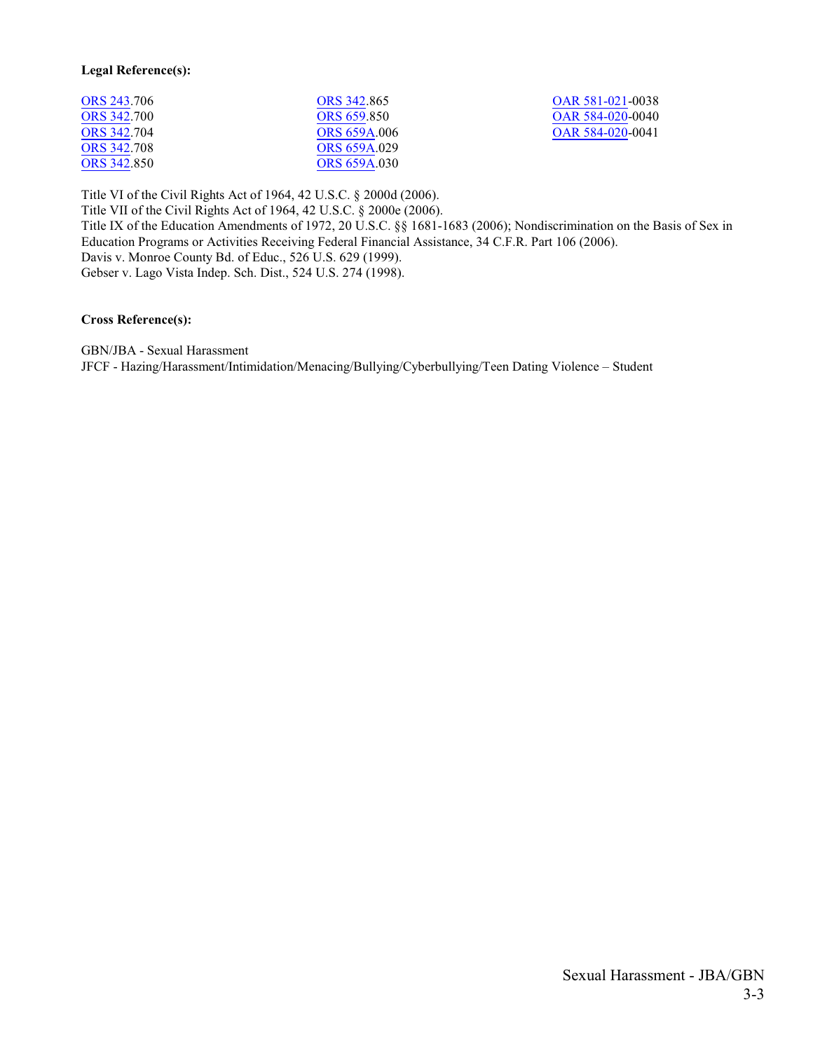**Legal Reference(s):**

| | | |
|---|---|---|
| ORS 243.706 | ORS 342.865 | OAR 581-021-0038 |
| ORS 342.700 | ORS 659.850 | OAR 584-020-0040 |
| ORS 342.704 | ORS 659A.006 | OAR 584-020-0041 |
| ORS 342.708 | ORS 659A.029 | |
| ORS 342.850 | ORS 659A.030 | |

Title VI of the Civil Rights Act of 1964, 42 U.S.C. § 2000d (2006).
Title VII of the Civil Rights Act of 1964, 42 U.S.C. § 2000e (2006).
Title IX of the Education Amendments of 1972, 20 U.S.C. §§ 1681-1683 (2006); Nondiscrimination on the Basis of Sex in Education Programs or Activities Receiving Federal Financial Assistance, 34 C.F.R. Part 106 (2006).
Davis v. Monroe County Bd. of Educ., 526 U.S. 629 (1999).
Gebser v. Lago Vista Indep. Sch. Dist., 524 U.S. 274 (1998).

**Cross Reference(s):**

GBN/JBA - Sexual Harassment
JFCF - Hazing/Harassment/Intimidation/Menacing/Bullying/Cyberbullying/Teen Dating Violence – Student